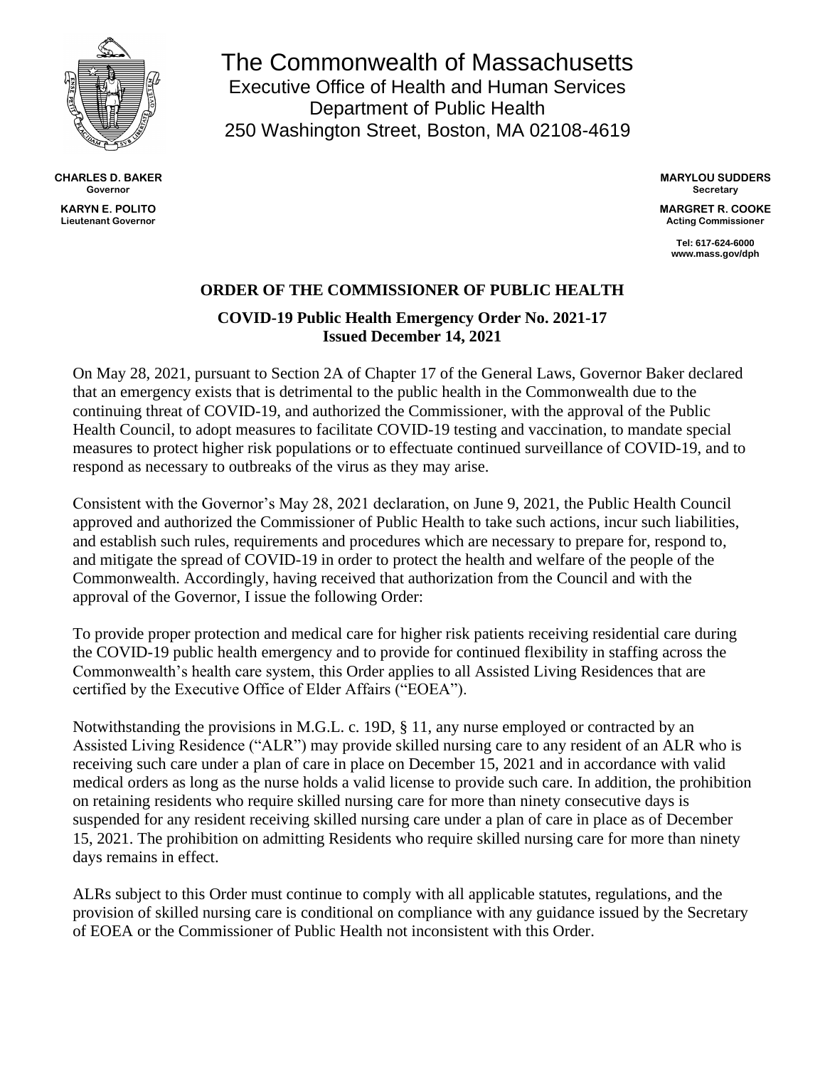# The Commonwealth of Massachusetts

Executive Office of Health and Human Services
Department of Public Health
250 Washington Street, Boston, MA 02108-4619

**CHARLES D. BAKER**
**Governor**

**KARYN E. POLITO**
**Lieutenant Governor**

**MARYLOU SUDDERS**
**Secretary**

**MARGRET R. COOKE**
**Acting Commissioner**

**Tel: 617-624-6000**
**www.mass.gov/dph**

## ORDER OF THE COMMISSIONER OF PUBLIC HEALTH

### COVID-19 Public Health Emergency Order No. 2021-17
### Issued December 14, 2021

On May 28, 2021, pursuant to Section 2A of Chapter 17 of the General Laws, Governor Baker declared that an emergency exists that is detrimental to the public health in the Commonwealth due to the continuing threat of COVID-19, and authorized the Commissioner, with the approval of the Public Health Council, to adopt measures to facilitate COVID-19 testing and vaccination, to mandate special measures to protect higher risk populations or to effectuate continued surveillance of COVID-19, and to respond as necessary to outbreaks of the virus as they may arise.

Consistent with the Governor's May 28, 2021 declaration, on June 9, 2021, the Public Health Council approved and authorized the Commissioner of Public Health to take such actions, incur such liabilities, and establish such rules, requirements and procedures which are necessary to prepare for, respond to, and mitigate the spread of COVID-19 in order to protect the health and welfare of the people of the Commonwealth. Accordingly, having received that authorization from the Council and with the approval of the Governor, I issue the following Order:

To provide proper protection and medical care for higher risk patients receiving residential care during the COVID-19 public health emergency and to provide for continued flexibility in staffing across the Commonwealth's health care system, this Order applies to all Assisted Living Residences that are certified by the Executive Office of Elder Affairs ("EOEA").

Notwithstanding the provisions in M.G.L. c. 19D, § 11, any nurse employed or contracted by an Assisted Living Residence ("ALR") may provide skilled nursing care to any resident of an ALR who is receiving such care under a plan of care in place on December 15, 2021 and in accordance with valid medical orders as long as the nurse holds a valid license to provide such care. In addition, the prohibition on retaining residents who require skilled nursing care for more than ninety consecutive days is suspended for any resident receiving skilled nursing care under a plan of care in place as of December 15, 2021. The prohibition on admitting Residents who require skilled nursing care for more than ninety days remains in effect.

ALRs subject to this Order must continue to comply with all applicable statutes, regulations, and the provision of skilled nursing care is conditional on compliance with any guidance issued by the Secretary of EOEA or the Commissioner of Public Health not inconsistent with this Order.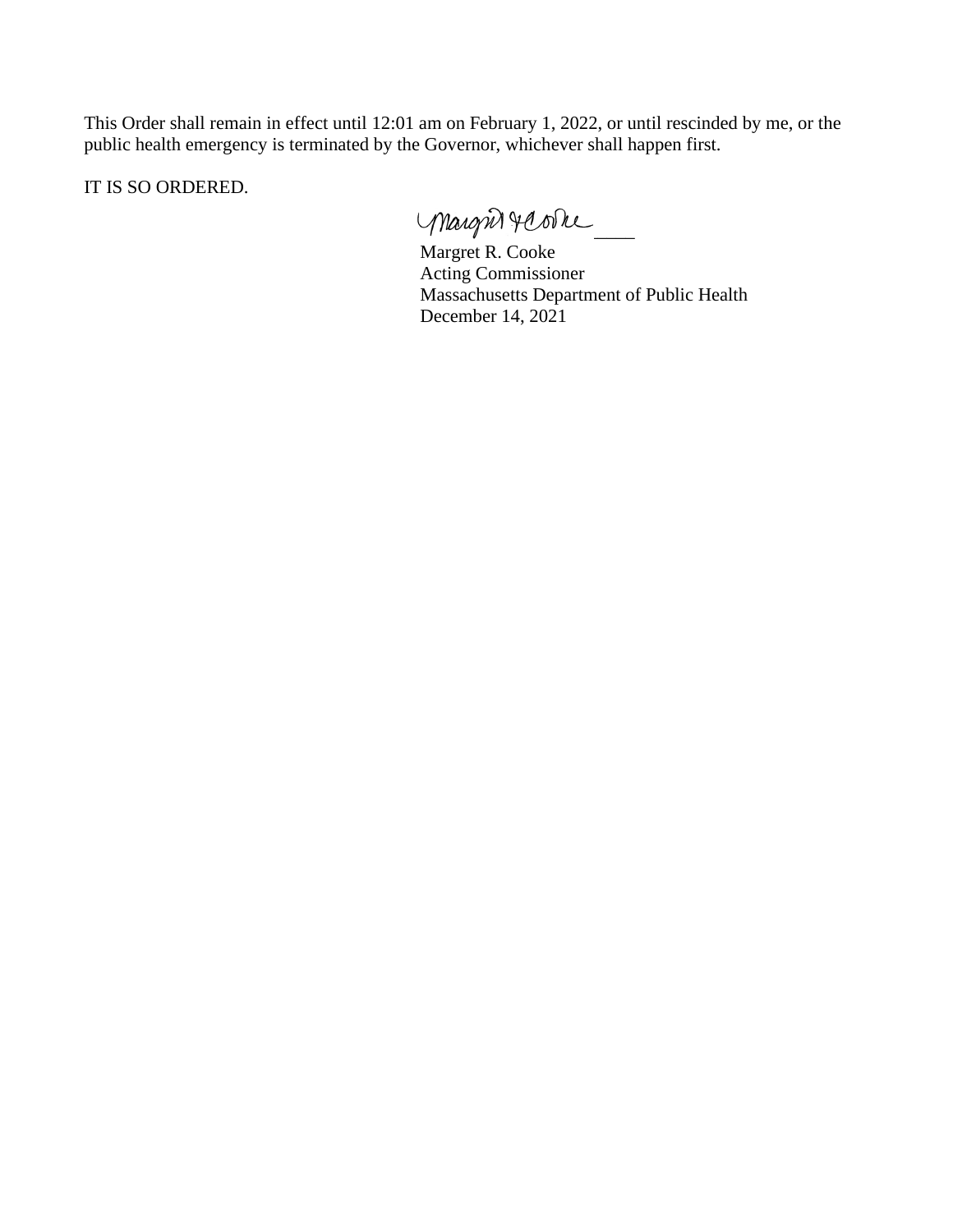This Order shall remain in effect until 12:01 am on February 1, 2022, or until rescinded by me, or the public health emergency is terminated by the Governor, whichever shall happen first.

IT IS SO ORDERED.

Margret R. Cooke  
Acting Commissioner  
Massachusetts Department of Public Health  
December 14, 2021